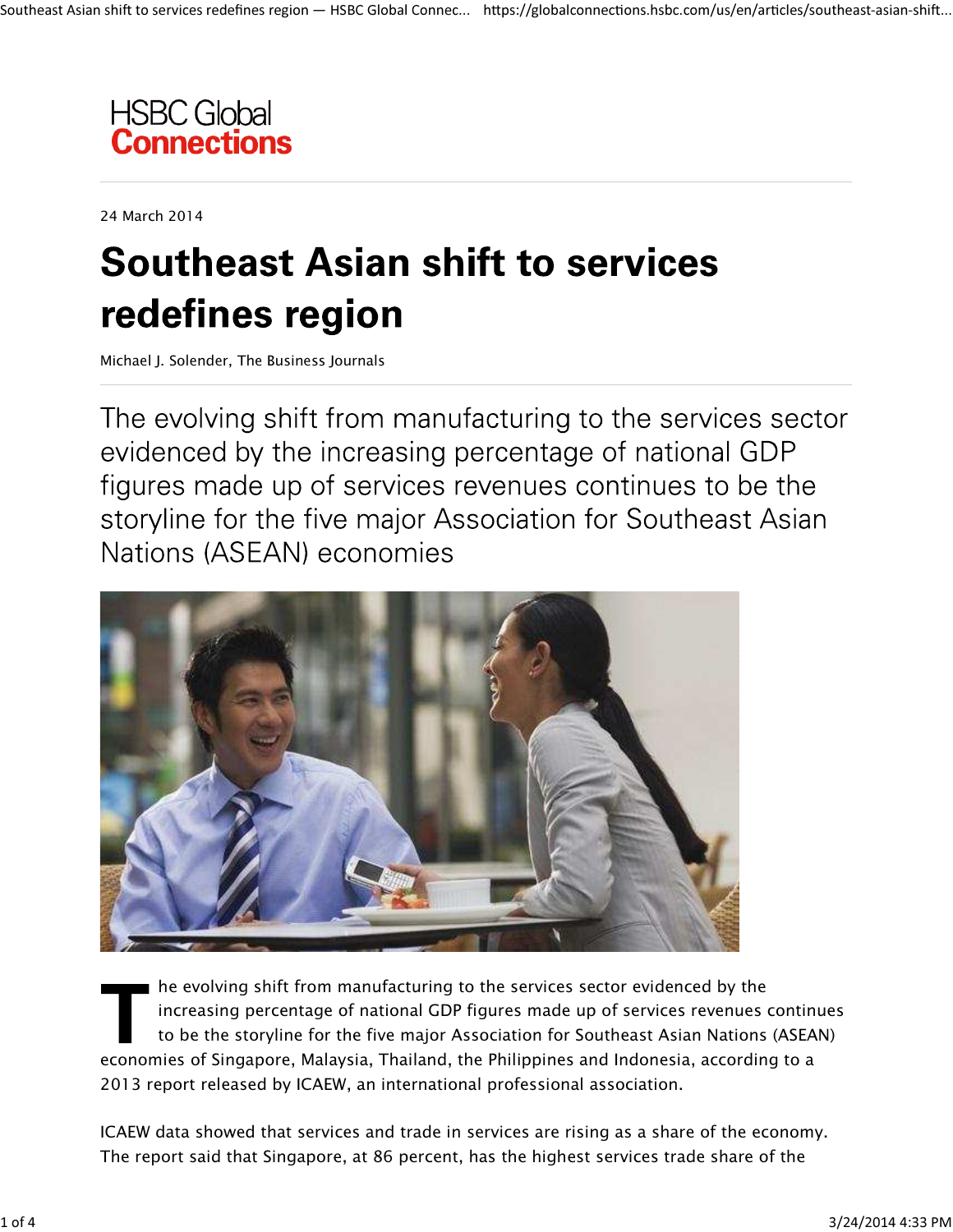HSBC Global **Connections**

24 March 2014

# Southeast Asian shift to services redefines region

Michael J. Solender, The Business Journals

## The evolving shift from manufacturing to the services sector evidenced by the increasing percentage of national GDP figures made up of services revenues continues to be the storyline for the five major Association for Southeast Asian Nations (ASEAN) economies

The evolving shift from manufacturing to the services sector evidenced by the increasing percentage of national GDP figures made up of services revenues continues to be the storyline for the five major Association for Southeast Asian Nations (ASEAN) economies of Singapore, Malaysia, Thailand, the Philippines and Indonesia, according to a 2013 report released by ICAEW, an international professional association.

ICAEW data showed that services and trade in services are rising as a share of the economy. The report said that Singapore, at 86 percent, has the highest services trade share of the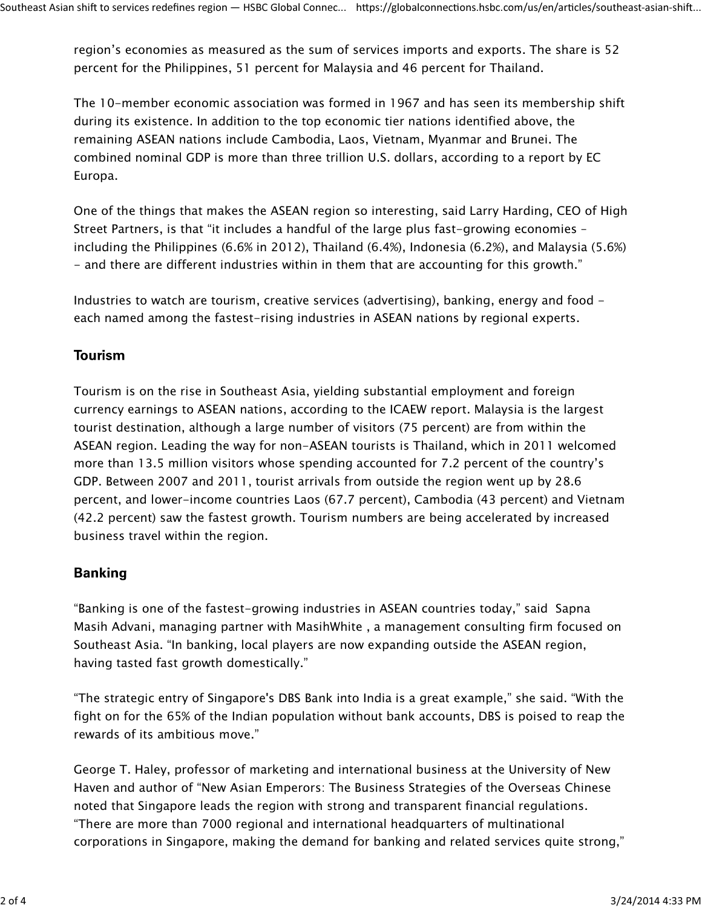region's economies as measured as the sum of services imports and exports. The share is 52 percent for the Philippines, 51 percent for Malaysia and 46 percent for Thailand.

The 10-member economic association was formed in 1967 and has seen its membership shift during its existence. In addition to the top economic tier nations identified above, the remaining ASEAN nations include Cambodia, Laos, Vietnam, Myanmar and Brunei. The combined nominal GDP is more than three trillion U.S. dollars, according to a report by EC Europa.

One of the things that makes the ASEAN region so interesting, said Larry Harding, CEO of High Street Partners, is that "it includes a handful of the large plus fast-growing economies – including the Philippines (6.6% in 2012), Thailand (6.4%), Indonesia (6.2%), and Malaysia (5.6%) - and there are different industries within in them that are accounting for this growth."

Industries to watch are tourism, creative services (advertising), banking, energy and food - each named among the fastest-rising industries in ASEAN nations by regional experts.

## Tourism

Tourism is on the rise in Southeast Asia, yielding substantial employment and foreign currency earnings to ASEAN nations, according to the ICAEW report. Malaysia is the largest tourist destination, although a large number of visitors (75 percent) are from within the ASEAN region. Leading the way for non-ASEAN tourists is Thailand, which in 2011 welcomed more than 13.5 million visitors whose spending accounted for 7.2 percent of the country's GDP. Between 2007 and 2011, tourist arrivals from outside the region went up by 28.6 percent, and lower-income countries Laos (67.7 percent), Cambodia (43 percent) and Vietnam (42.2 percent) saw the fastest growth. Tourism numbers are being accelerated by increased business travel within the region.

## Banking

"Banking is one of the fastest-growing industries in ASEAN countries today," said Sapna Masih Advani, managing partner with MasihWhite , a management consulting firm focused on Southeast Asia. "In banking, local players are now expanding outside the ASEAN region, having tasted fast growth domestically."

"The strategic entry of Singapore's DBS Bank into India is a great example," she said. "With the fight on for the 65% of the Indian population without bank accounts, DBS is poised to reap the rewards of its ambitious move."

George T. Haley, professor of marketing and international business at the University of New Haven and author of "New Asian Emperors: The Business Strategies of the Overseas Chinese noted that Singapore leads the region with strong and transparent financial regulations. "There are more than 7000 regional and international headquarters of multinational corporations in Singapore, making the demand for banking and related services quite strong,"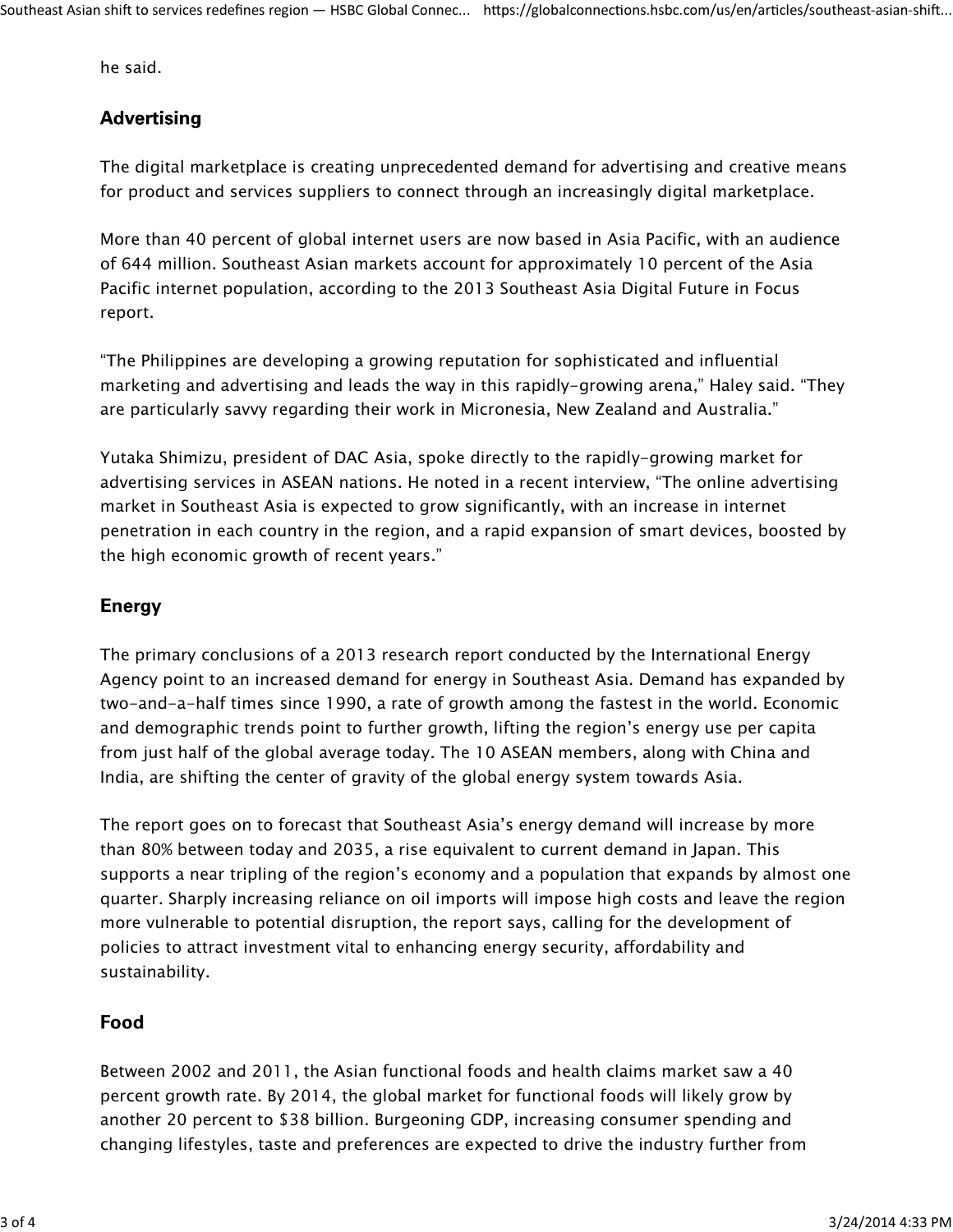he said.

## Advertising

The digital marketplace is creating unprecedented demand for advertising and creative means for product and services suppliers to connect through an increasingly digital marketplace.

More than 40 percent of global internet users are now based in Asia Pacific, with an audience of 644 million. Southeast Asian markets account for approximately 10 percent of the Asia Pacific internet population, according to the 2013 Southeast Asia Digital Future in Focus report.

“The Philippines are developing a growing reputation for sophisticated and influential marketing and advertising and leads the way in this rapidly-growing arena,” Haley said. “They are particularly savvy regarding their work in Micronesia, New Zealand and Australia.”

Yutaka Shimizu, president of DAC Asia, spoke directly to the rapidly-growing market for advertising services in ASEAN nations. He noted in a recent interview, “The online advertising market in Southeast Asia is expected to grow significantly, with an increase in internet penetration in each country in the region, and a rapid expansion of smart devices, boosted by the high economic growth of recent years.”

## Energy

The primary conclusions of a 2013 research report conducted by the International Energy Agency point to an increased demand for energy in Southeast Asia. Demand has expanded by two-and-a-half times since 1990, a rate of growth among the fastest in the world. Economic and demographic trends point to further growth, lifting the region’s energy use per capita from just half of the global average today. The 10 ASEAN members, along with China and India, are shifting the center of gravity of the global energy system towards Asia.

The report goes on to forecast that Southeast Asia’s energy demand will increase by more than 80% between today and 2035, a rise equivalent to current demand in Japan. This supports a near tripling of the region’s economy and a population that expands by almost one quarter. Sharply increasing reliance on oil imports will impose high costs and leave the region more vulnerable to potential disruption, the report says, calling for the development of policies to attract investment vital to enhancing energy security, affordability and sustainability.

## Food

Between 2002 and 2011, the Asian functional foods and health claims market saw a 40 percent growth rate. By 2014, the global market for functional foods will likely grow by another 20 percent to $38 billion. Burgeoning GDP, increasing consumer spending and changing lifestyles, taste and preferences are expected to drive the industry further from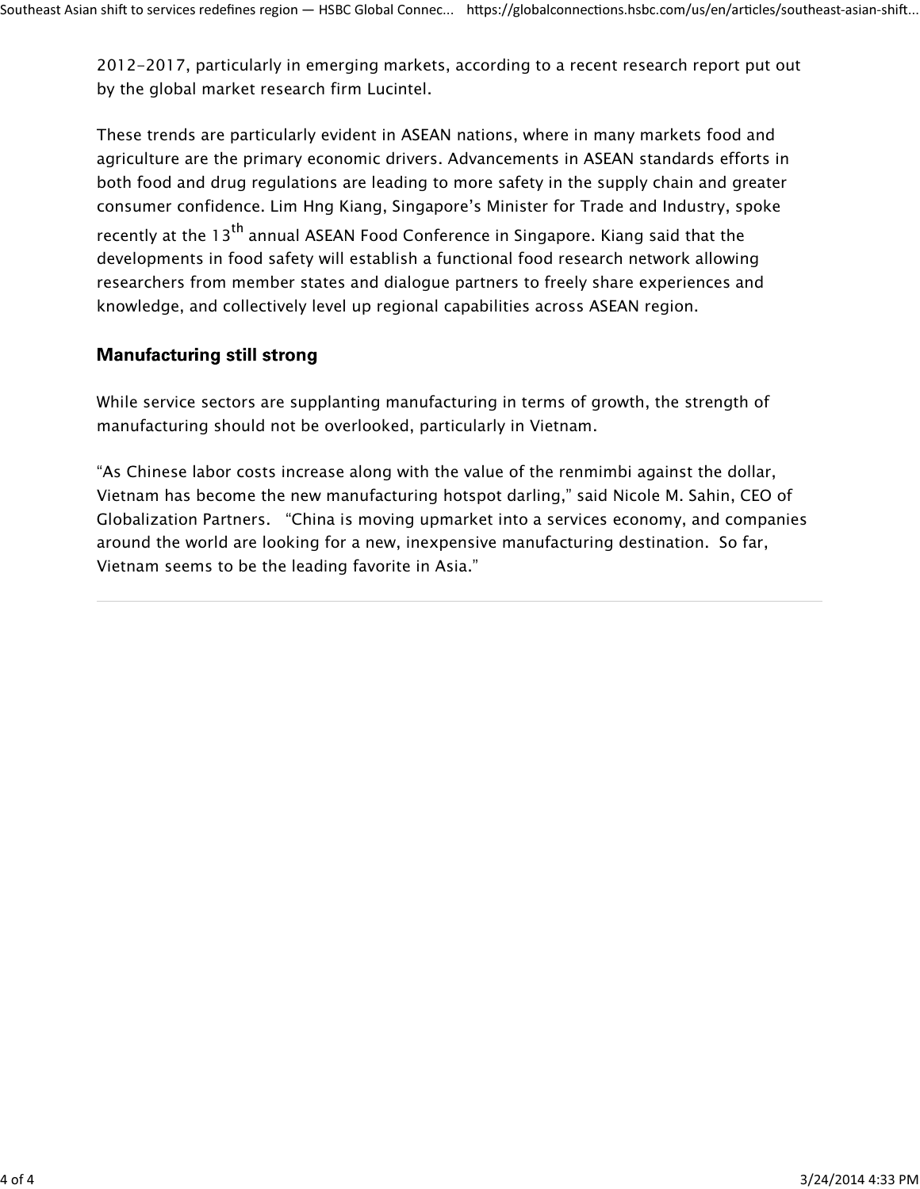2012-2017, particularly in emerging markets, according to a recent research report put out by the global market research firm Lucintel.

These trends are particularly evident in ASEAN nations, where in many markets food and agriculture are the primary economic drivers. Advancements in ASEAN standards efforts in both food and drug regulations are leading to more safety in the supply chain and greater consumer confidence. Lim Hng Kiang, Singapore's Minister for Trade and Industry, spoke recently at the 13th annual ASEAN Food Conference in Singapore. Kiang said that the developments in food safety will establish a functional food research network allowing researchers from member states and dialogue partners to freely share experiences and knowledge, and collectively level up regional capabilities across ASEAN region.

## Manufacturing still strong

While service sectors are supplanting manufacturing in terms of growth, the strength of manufacturing should not be overlooked, particularly in Vietnam.

"As Chinese labor costs increase along with the value of the renmimbi against the dollar, Vietnam has become the new manufacturing hotspot darling," said Nicole M. Sahin, CEO of Globalization Partners. "China is moving upmarket into a services economy, and companies around the world are looking for a new, inexpensive manufacturing destination. So far, Vietnam seems to be the leading favorite in Asia."

---